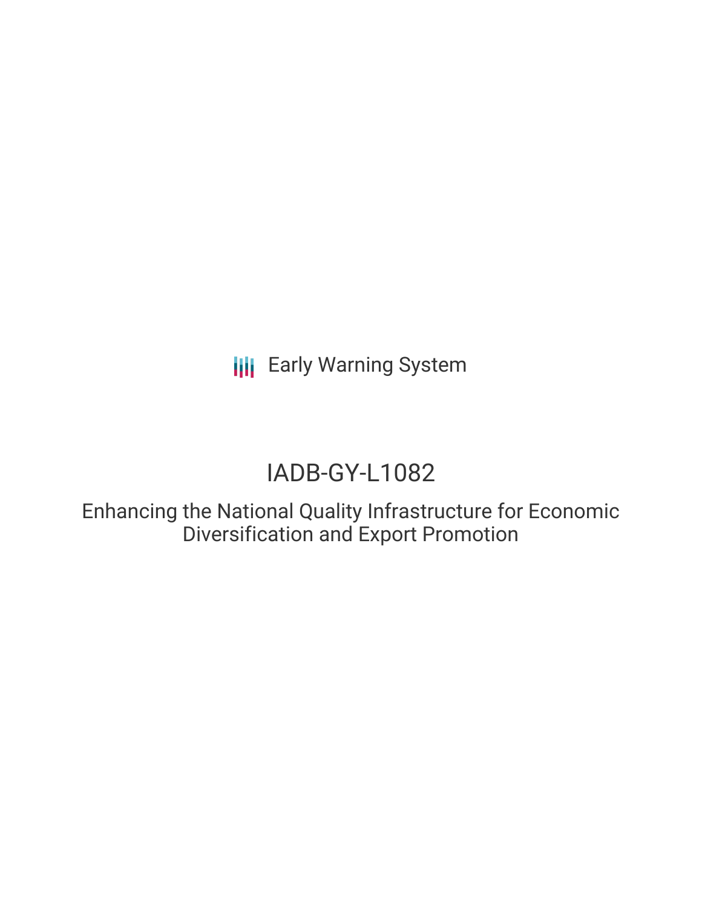Early Warning System

# IADB-GY-L1082

## Enhancing the National Quality Infrastructure for Economic Diversification and Export Promotion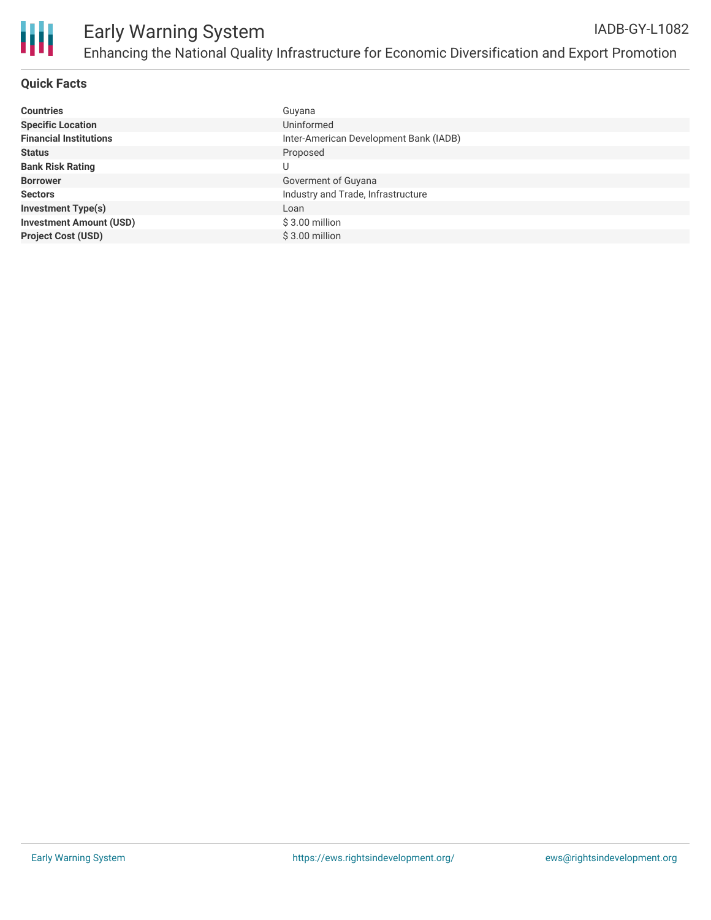# Early Warning System

## Enhancing the National Quality Infrastructure for Economic Diversification and Export Promotion

IADB-GY-L1082

### Quick Facts

| | |
|---|---|
| **Countries** | Guyana |
| **Specific Location** | Uninformed |
| **Financial Institutions** | Inter-American Development Bank (IADB) |
| **Status** | Proposed |
| **Bank Risk Rating** | U |
| **Borrower** | Goverment of Guyana |
| **Sectors** | Industry and Trade, Infrastructure |
| **Investment Type(s)** | Loan |
| **Investment Amount (USD)** | $ 3.00 million |
| **Project Cost (USD)** | $ 3.00 million |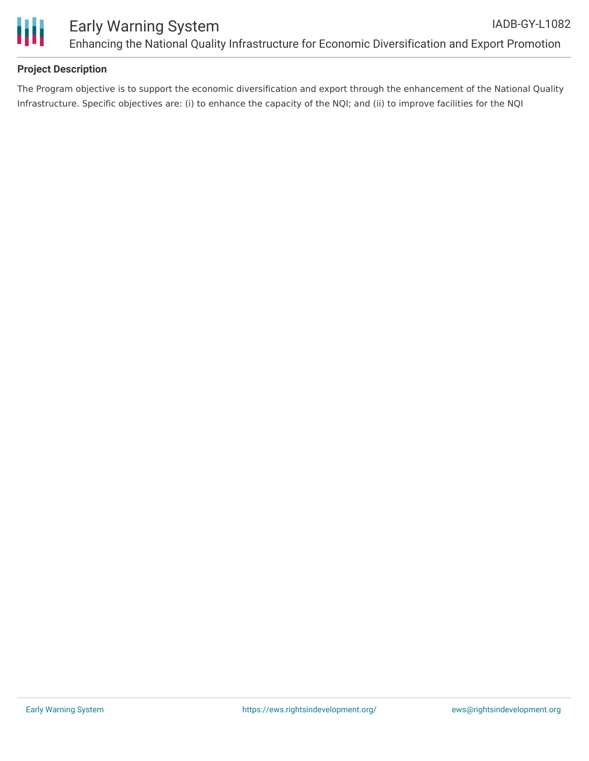## Project Description

The Program objective is to support the economic diversification and export through the enhancement of the National Quality Infrastructure. Specific objectives are: (i) to enhance the capacity of the NQI; and (ii) to improve facilities for the NQI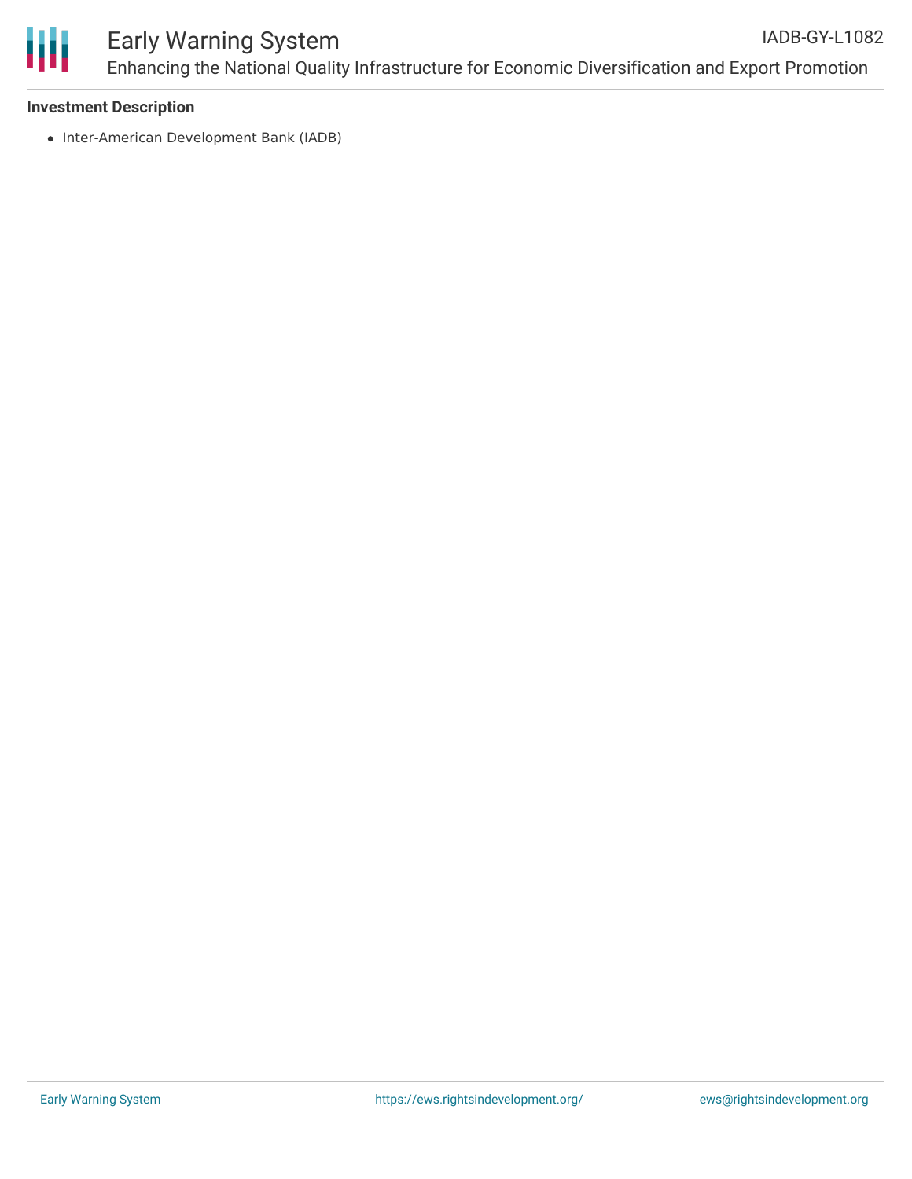**Investment Description**

- Inter-American Development Bank (IADB)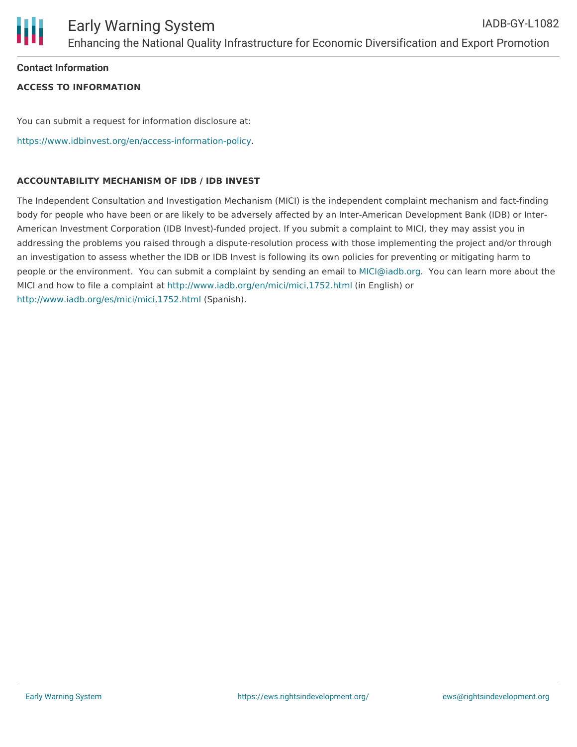## Contact Information

**ACCESS TO INFORMATION**

You can submit a request for information disclosure at:

https://www.idbinvest.org/en/access-information-policy.

**ACCOUNTABILITY MECHANISM OF IDB / IDB INVEST**

The Independent Consultation and Investigation Mechanism (MICI) is the independent complaint mechanism and fact-finding body for people who have been or are likely to be adversely affected by an Inter-American Development Bank (IDB) or Inter-American Investment Corporation (IDB Invest)-funded project. If you submit a complaint to MICI, they may assist you in addressing the problems you raised through a dispute-resolution process with those implementing the project and/or through an investigation to assess whether the IDB or IDB Invest is following its own policies for preventing or mitigating harm to people or the environment. You can submit a complaint by sending an email to MICI@iadb.org. You can learn more about the MICI and how to file a complaint at http://www.iadb.org/en/mici/mici,1752.html (in English) or http://www.iadb.org/es/mici/mici,1752.html (Spanish).